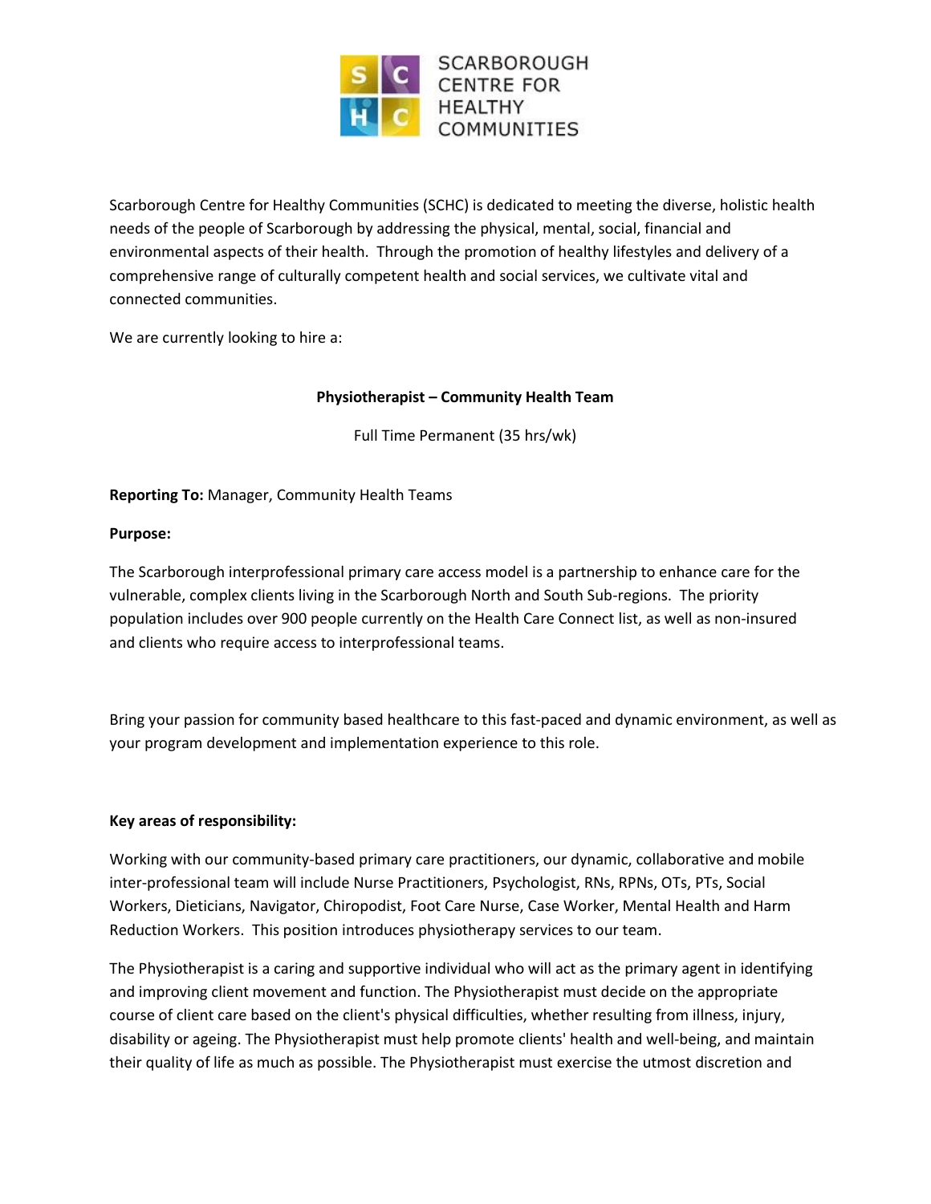Scarborough Centre for Healthy Communities (SCHC) is dedicated to meeting the diverse, holistic health needs of the people of Scarborough by addressing the physical, mental, social, financial and environmental aspects of their health. Through the promotion of healthy lifestyles and delivery of a comprehensive range of culturally competent health and social services, we cultivate vital and connected communities.

We are currently looking to hire a:

**Physiotherapist – Community Health Team**

Full Time Permanent (35 hrs/wk)

**Reporting To:** Manager, Community Health Teams

**Purpose:**

The Scarborough interprofessional primary care access model is a partnership to enhance care for the vulnerable, complex clients living in the Scarborough North and South Sub-regions. The priority population includes over 900 people currently on the Health Care Connect list, as well as non-insured and clients who require access to interprofessional teams.

Bring your passion for community based healthcare to this fast-paced and dynamic environment, as well as your program development and implementation experience to this role.

**Key areas of responsibility:**

Working with our community-based primary care practitioners, our dynamic, collaborative and mobile inter-professional team will include Nurse Practitioners, Psychologist, RNs, RPNs, OTs, PTs, Social Workers, Dieticians, Navigator, Chiropodist, Foot Care Nurse, Case Worker, Mental Health and Harm Reduction Workers. This position introduces physiotherapy services to our team.

The Physiotherapist is a caring and supportive individual who will act as the primary agent in identifying and improving client movement and function. The Physiotherapist must decide on the appropriate course of client care based on the client's physical difficulties, whether resulting from illness, injury, disability or ageing. The Physiotherapist must help promote clients' health and well-being, and maintain their quality of life as much as possible. The Physiotherapist must exercise the utmost discretion and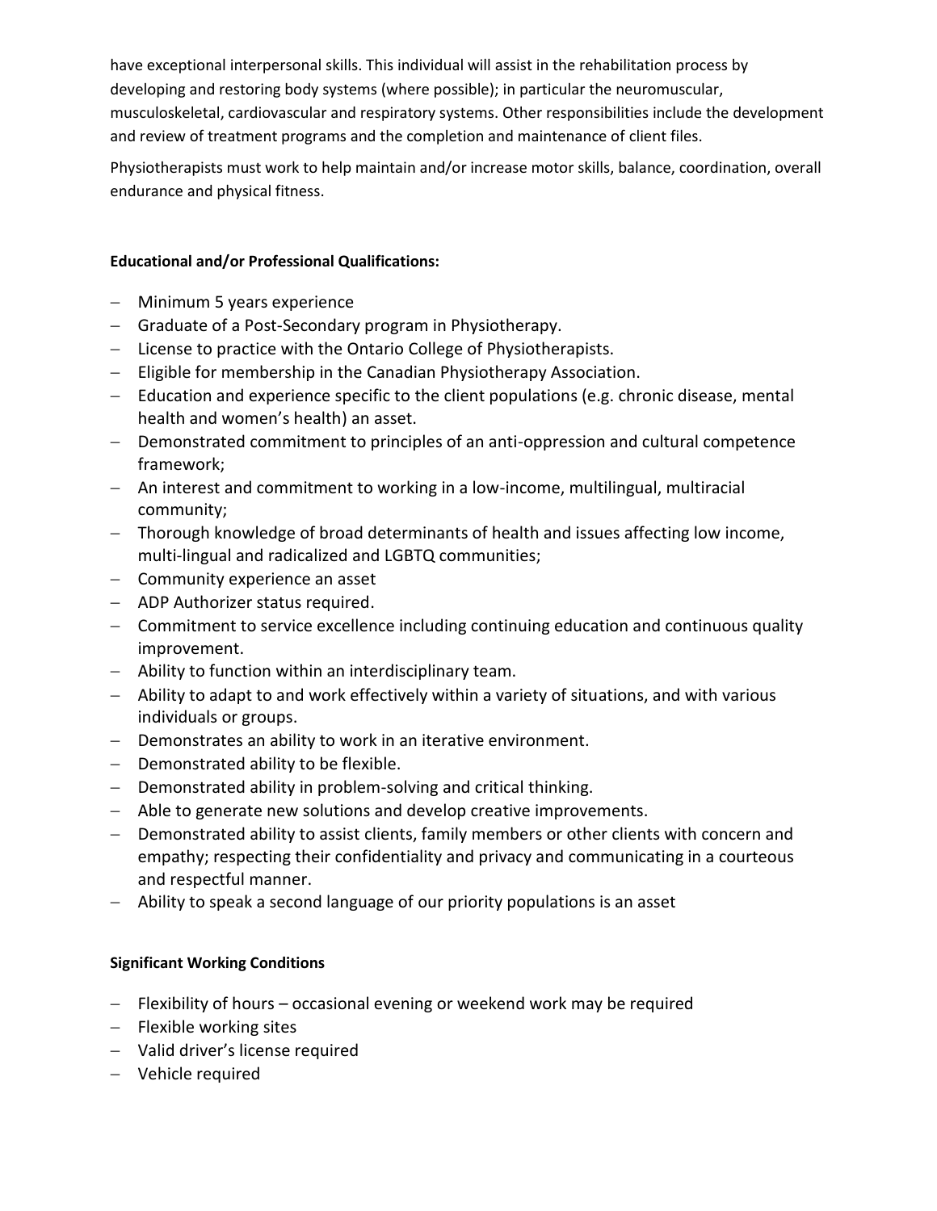have exceptional interpersonal skills. This individual will assist in the rehabilitation process by developing and restoring body systems (where possible); in particular the neuromuscular, musculoskeletal, cardiovascular and respiratory systems. Other responsibilities include the development and review of treatment programs and the completion and maintenance of client files.

Physiotherapists must work to help maintain and/or increase motor skills, balance, coordination, overall endurance and physical fitness.

**Educational and/or Professional Qualifications:**

- Minimum 5 years experience
- Graduate of a Post-Secondary program in Physiotherapy.
- License to practice with the Ontario College of Physiotherapists.
- Eligible for membership in the Canadian Physiotherapy Association.
- Education and experience specific to the client populations (e.g. chronic disease, mental health and women's health) an asset.
- Demonstrated commitment to principles of an anti-oppression and cultural competence framework;
- An interest and commitment to working in a low-income, multilingual, multiracial community;
- Thorough knowledge of broad determinants of health and issues affecting low income, multi-lingual and radicalized and LGBTQ communities;
- Community experience an asset
- ADP Authorizer status required.
- Commitment to service excellence including continuing education and continuous quality improvement.
- Ability to function within an interdisciplinary team.
- Ability to adapt to and work effectively within a variety of situations, and with various individuals or groups.
- Demonstrates an ability to work in an iterative environment.
- Demonstrated ability to be flexible.
- Demonstrated ability in problem-solving and critical thinking.
- Able to generate new solutions and develop creative improvements.
- Demonstrated ability to assist clients, family members or other clients with concern and empathy; respecting their confidentiality and privacy and communicating in a courteous and respectful manner.
- Ability to speak a second language of our priority populations is an asset

**Significant Working Conditions**

- Flexibility of hours – occasional evening or weekend work may be required
- Flexible working sites
- Valid driver's license required
- Vehicle required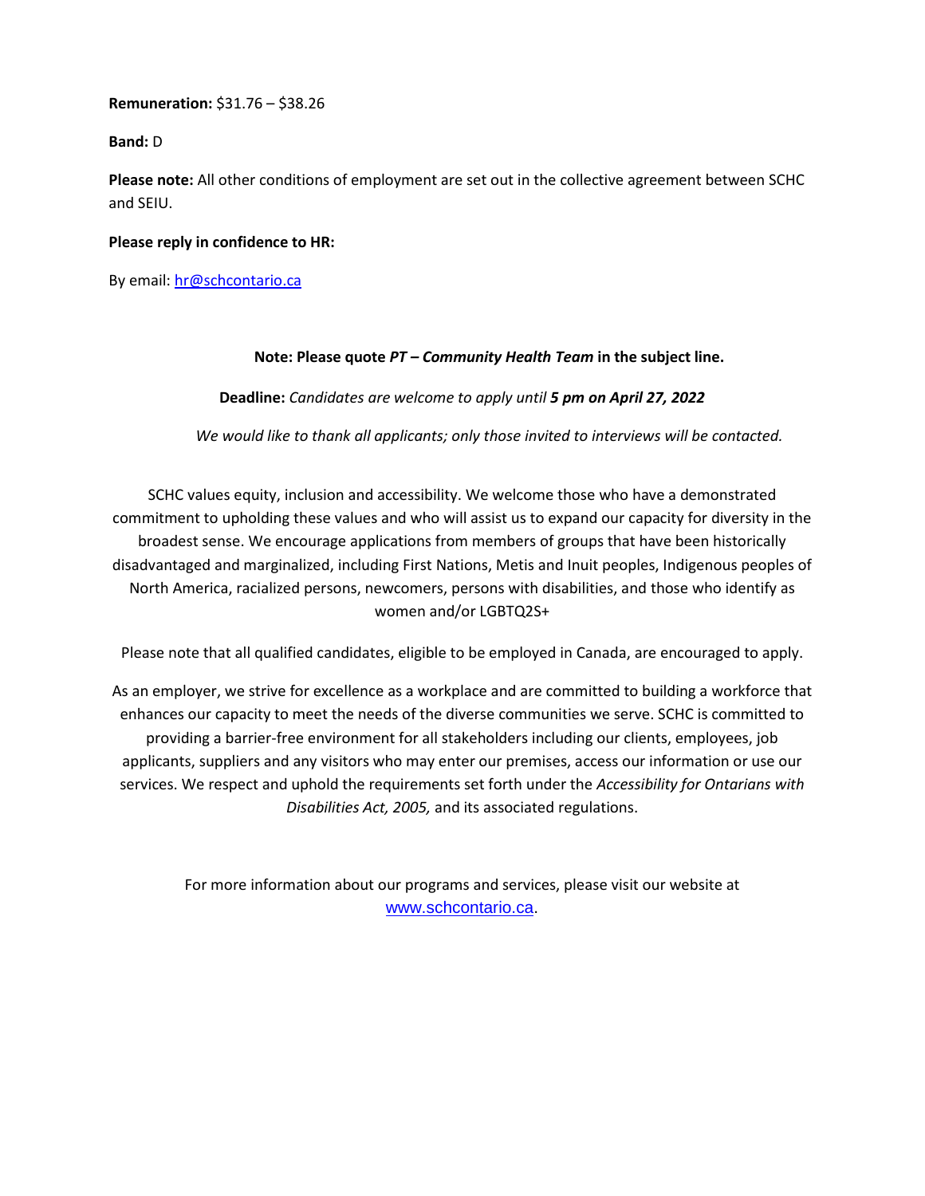**Remuneration:** $31.76 – $38.26

**Band:** D

**Please note:** All other conditions of employment are set out in the collective agreement between SCHC and SEIU.

**Please reply in confidence to HR:**

By email: [hr@schcontario.ca](mailto:hr@schcontario.ca)

**Note: Please quote *PT – Community Health Team* in the subject line.**

**Deadline:** *Candidates are welcome to apply until **5 pm on April 27, 2022***

*We would like to thank all applicants; only those invited to interviews will be contacted.*

SCHC values equity, inclusion and accessibility. We welcome those who have a demonstrated commitment to upholding these values and who will assist us to expand our capacity for diversity in the broadest sense. We encourage applications from members of groups that have been historically disadvantaged and marginalized, including First Nations, Metis and Inuit peoples, Indigenous peoples of North America, racialized persons, newcomers, persons with disabilities, and those who identify as women and/or LGBTQ2S+

Please note that all qualified candidates, eligible to be employed in Canada, are encouraged to apply.

As an employer, we strive for excellence as a workplace and are committed to building a workforce that enhances our capacity to meet the needs of the diverse communities we serve. SCHC is committed to providing a barrier-free environment for all stakeholders including our clients, employees, job applicants, suppliers and any visitors who may enter our premises, access our information or use our services. We respect and uphold the requirements set forth under the *Accessibility for Ontarians with Disabilities Act, 2005,* and its associated regulations.

For more information about our programs and services, please visit our website at [www.schcontario.ca](http://www.schcontario.ca).